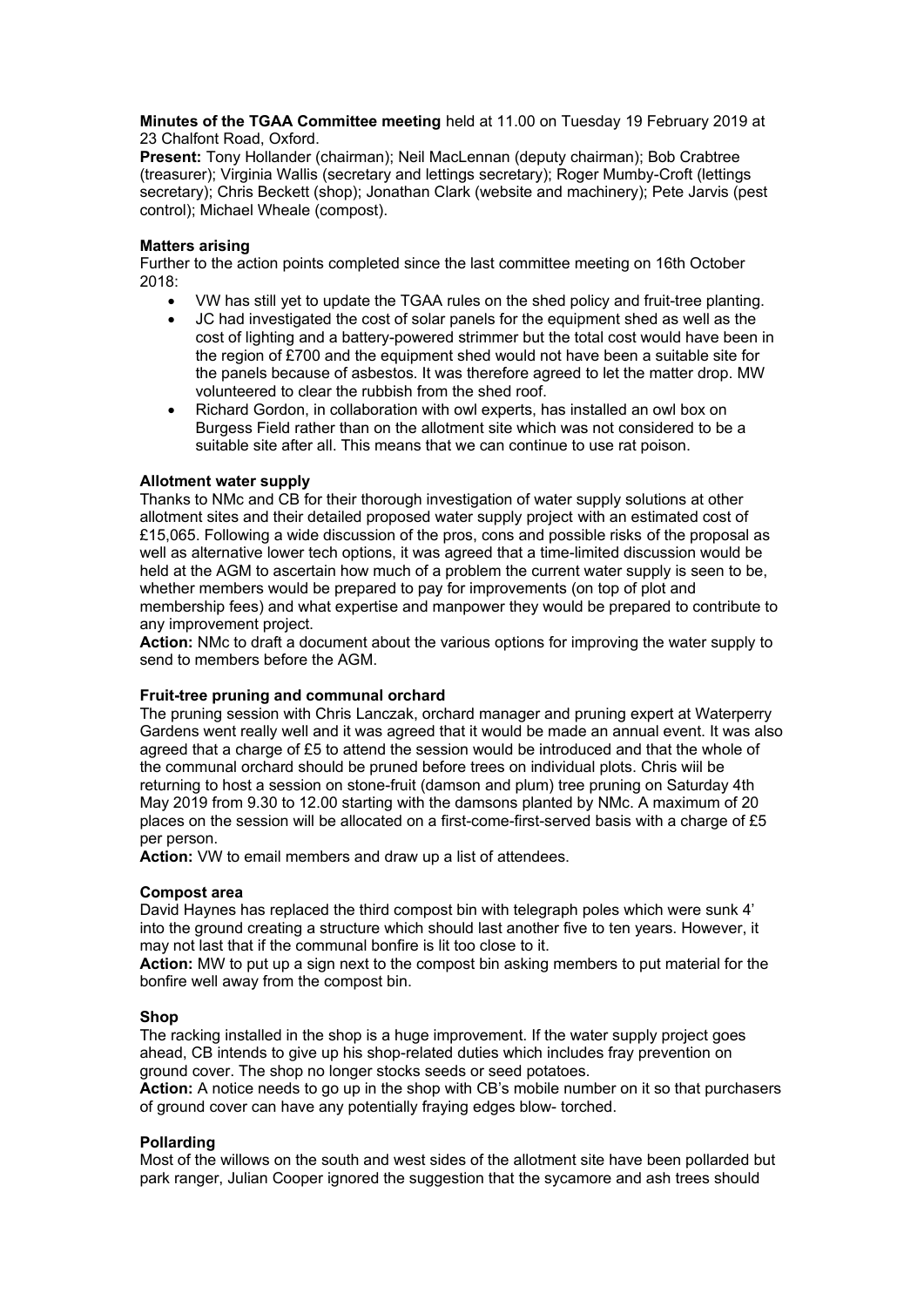**Minutes of the TGAA Committee meeting** held at 11.00 on Tuesday 19 February 2019 at 23 Chalfont Road, Oxford.

**Present:** Tony Hollander (chairman); Neil MacLennan (deputy chairman); Bob Crabtree (treasurer); Virginia Wallis (secretary and lettings secretary); Roger Mumby-Croft (lettings secretary); Chris Beckett (shop); Jonathan Clark (website and machinery); Pete Jarvis (pest control); Michael Wheale (compost).

**Matters arising**

Further to the action points completed since the last committee meeting on 16th October 2018:

- VW has still yet to update the TGAA rules on the shed policy and fruit-tree planting.
- JC had investigated the cost of solar panels for the equipment shed as well as the cost of lighting and a battery-powered strimmer but the total cost would have been in the region of £700 and the equipment shed would not have been a suitable site for the panels because of asbestos. It was therefore agreed to let the matter drop. MW volunteered to clear the rubbish from the shed roof.
- Richard Gordon, in collaboration with owl experts, has installed an owl box on Burgess Field rather than on the allotment site which was not considered to be a suitable site after all. This means that we can continue to use rat poison.

**Allotment water supply**

Thanks to NMc and CB for their thorough investigation of water supply solutions at other allotment sites and their detailed proposed water supply project with an estimated cost of £15,065. Following a wide discussion of the pros, cons and possible risks of the proposal as well as alternative lower tech options, it was agreed that a time-limited discussion would be held at the AGM to ascertain how much of a problem the current water supply is seen to be, whether members would be prepared to pay for improvements (on top of plot and membership fees) and what expertise and manpower they would be prepared to contribute to any improvement project.

**Action:** NMc to draft a document about the various options for improving the water supply to send to members before the AGM.

**Fruit-tree pruning and communal orchard**

The pruning session with Chris Lanczak, orchard manager and pruning expert at Waterperry Gardens went really well and it was agreed that it would be made an annual event. It was also agreed that a charge of £5 to attend the session would be introduced and that the whole of the communal orchard should be pruned before trees on individual plots. Chris will be returning to host a session on stone-fruit (damson and plum) tree pruning on Saturday 4th May 2019 from 9.30 to 12.00 starting with the damsons planted by NMc. A maximum of 20 places on the session will be allocated on a first-come-first-served basis with a charge of £5 per person.

**Action:** VW to email members and draw up a list of attendees.

**Compost area**

David Haynes has replaced the third compost bin with telegraph poles which were sunk 4' into the ground creating a structure which should last another five to ten years. However, it may not last that if the communal bonfire is lit too close to it.

**Action:** MW to put up a sign next to the compost bin asking members to put material for the bonfire well away from the compost bin.

**Shop**

The racking installed in the shop is a huge improvement. If the water supply project goes ahead, CB intends to give up his shop-related duties which includes fray prevention on ground cover. The shop no longer stocks seeds or seed potatoes.

**Action:** A notice needs to go up in the shop with CB's mobile number on it so that purchasers of ground cover can have any potentially fraying edges blow- torched.

**Pollarding**

Most of the willows on the south and west sides of the allotment site have been pollarded but park ranger, Julian Cooper ignored the suggestion that the sycamore and ash trees should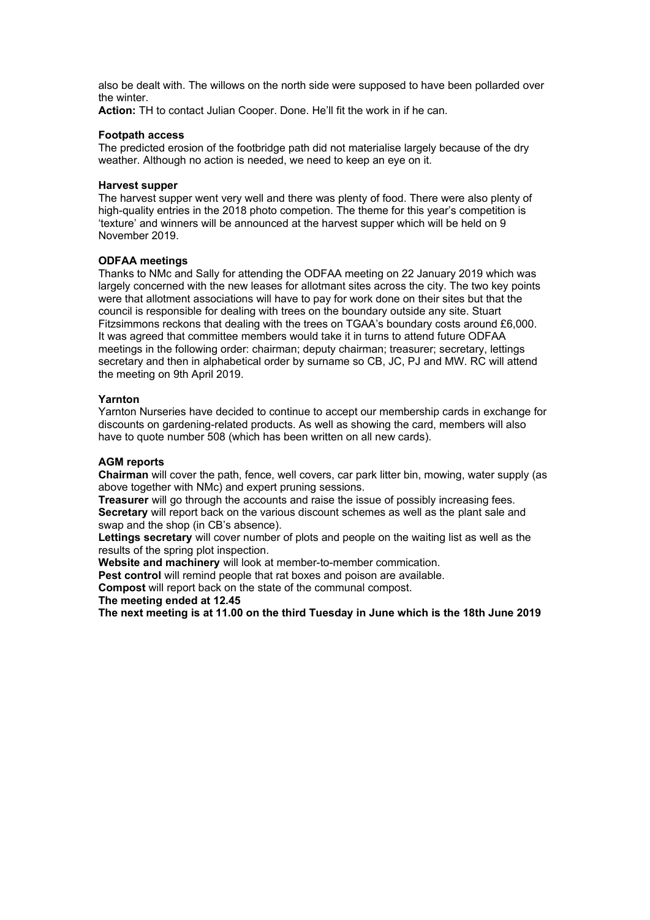also be dealt with. The willows on the north side were supposed to have been pollarded over the winter.

**Action:** TH to contact Julian Cooper. Done. He'll fit the work in if he can.

**Footpath access**

The predicted erosion of the footbridge path did not materialise largely because of the dry weather. Although no action is needed, we need to keep an eye on it.

**Harvest supper**

The harvest supper went very well and there was plenty of food. There were also plenty of high-quality entries in the 2018 photo competion. The theme for this year's competition is 'texture' and winners will be announced at the harvest supper which will be held on 9 November 2019.

**ODFAA meetings**

Thanks to NMc and Sally for attending the ODFAA meeting on 22 January 2019 which was largely concerned with the new leases for allotmant sites across the city. The two key points were that allotment associations will have to pay for work done on their sites but that the council is responsible for dealing with trees on the boundary outside any site. Stuart Fitzsimmons reckons that dealing with the trees on TGAA's boundary costs around £6,000. It was agreed that committee members would take it in turns to attend future ODFAA meetings in the following order: chairman; deputy chairman; treasurer; secretary, lettings secretary and then in alphabetical order by surname so CB, JC, PJ and MW. RC will attend the meeting on 9th April 2019.

**Yarnton**

Yarnton Nurseries have decided to continue to accept our membership cards in exchange for discounts on gardening-related products. As well as showing the card, members will also have to quote number 508 (which has been written on all new cards).

**AGM reports**

**Chairman** will cover the path, fence, well covers, car park litter bin, mowing, water supply (as above together with NMc) and expert pruning sessions.

**Treasurer** will go through the accounts and raise the issue of possibly increasing fees.

**Secretary** will report back on the various discount schemes as well as the plant sale and swap and the shop (in CB's absence).

**Lettings secretary** will cover number of plots and people on the waiting list as well as the results of the spring plot inspection.

**Website and machinery** will look at member-to-member commication.

**Pest control** will remind people that rat boxes and poison are available.

**Compost** will report back on the state of the communal compost.

**The meeting ended at 12.45**

**The next meeting is at 11.00 on the third Tuesday in June which is the 18th June 2019**